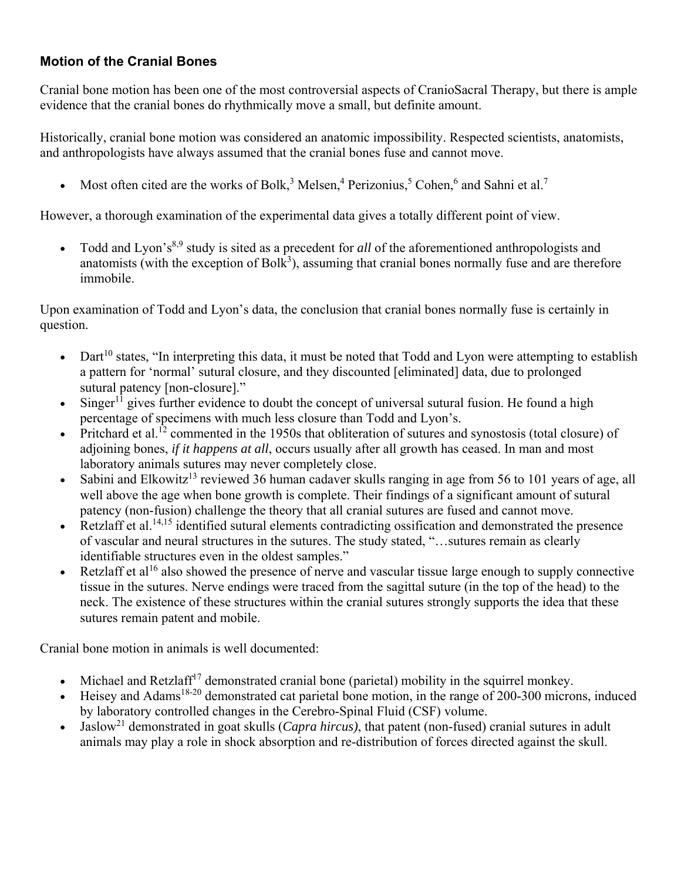## Motion of the Cranial Bones

Cranial bone motion has been one of the most controversial aspects of CranioSacral Therapy, but there is ample evidence that the cranial bones do rhythmically move a small, but definite amount.

Historically, cranial bone motion was considered an anatomic impossibility. Respected scientists, anatomists, and anthropologists have always assumed that the cranial bones fuse and cannot move.

- Most often cited are the works of Bolk,[3] Melsen,[4] Perizonius,[5] Cohen,[6] and Sahni et al.[7]

However, a thorough examination of the experimental data gives a totally different point of view.

- Todd and Lyon's[8,9] study is sited as a precedent for *all* of the aforementioned anthropologists and anatomists (with the exception of Bolk[3]), assuming that cranial bones normally fuse and are therefore immobile.

Upon examination of Todd and Lyon's data, the conclusion that cranial bones normally fuse is certainly in question.

- Dart[10] states, "In interpreting this data, it must be noted that Todd and Lyon were attempting to establish a pattern for 'normal' sutural closure, and they discounted [eliminated] data, due to prolonged sutural patency [non-closure]."
- Singer[11] gives further evidence to doubt the concept of universal sutural fusion. He found a high percentage of specimens with much less closure than Todd and Lyon's.
- Pritchard et al.[12] commented in the 1950s that obliteration of sutures and synostosis (total closure) of adjoining bones, *if it happens at all*, occurs usually after all growth has ceased. In man and most laboratory animals sutures may never completely close.
- Sabini and Elkowitz[13] reviewed 36 human cadaver skulls ranging in age from 56 to 101 years of age, all well above the age when bone growth is complete. Their findings of a significant amount of sutural patency (non-fusion) challenge the theory that all cranial sutures are fused and cannot move.
- Retzlaff et al.[14,15] identified sutural elements contradicting ossification and demonstrated the presence of vascular and neural structures in the sutures. The study stated, "…sutures remain as clearly identifiable structures even in the oldest samples."
- Retzlaff et al[16] also showed the presence of nerve and vascular tissue large enough to supply connective tissue in the sutures. Nerve endings were traced from the sagittal suture (in the top of the head) to the neck. The existence of these structures within the cranial sutures strongly supports the idea that these sutures remain patent and mobile.

Cranial bone motion in animals is well documented:

- Michael and Retzlaff[17] demonstrated cranial bone (parietal) mobility in the squirrel monkey.
- Heisey and Adams[18-20] demonstrated cat parietal bone motion, in the range of 200-300 microns, induced by laboratory controlled changes in the Cerebro-Spinal Fluid (CSF) volume.
- Jaslow[21] demonstrated in goat skulls (*Capra hircus)*, that patent (non-fused) cranial sutures in adult animals may play a role in shock absorption and re-distribution of forces directed against the skull.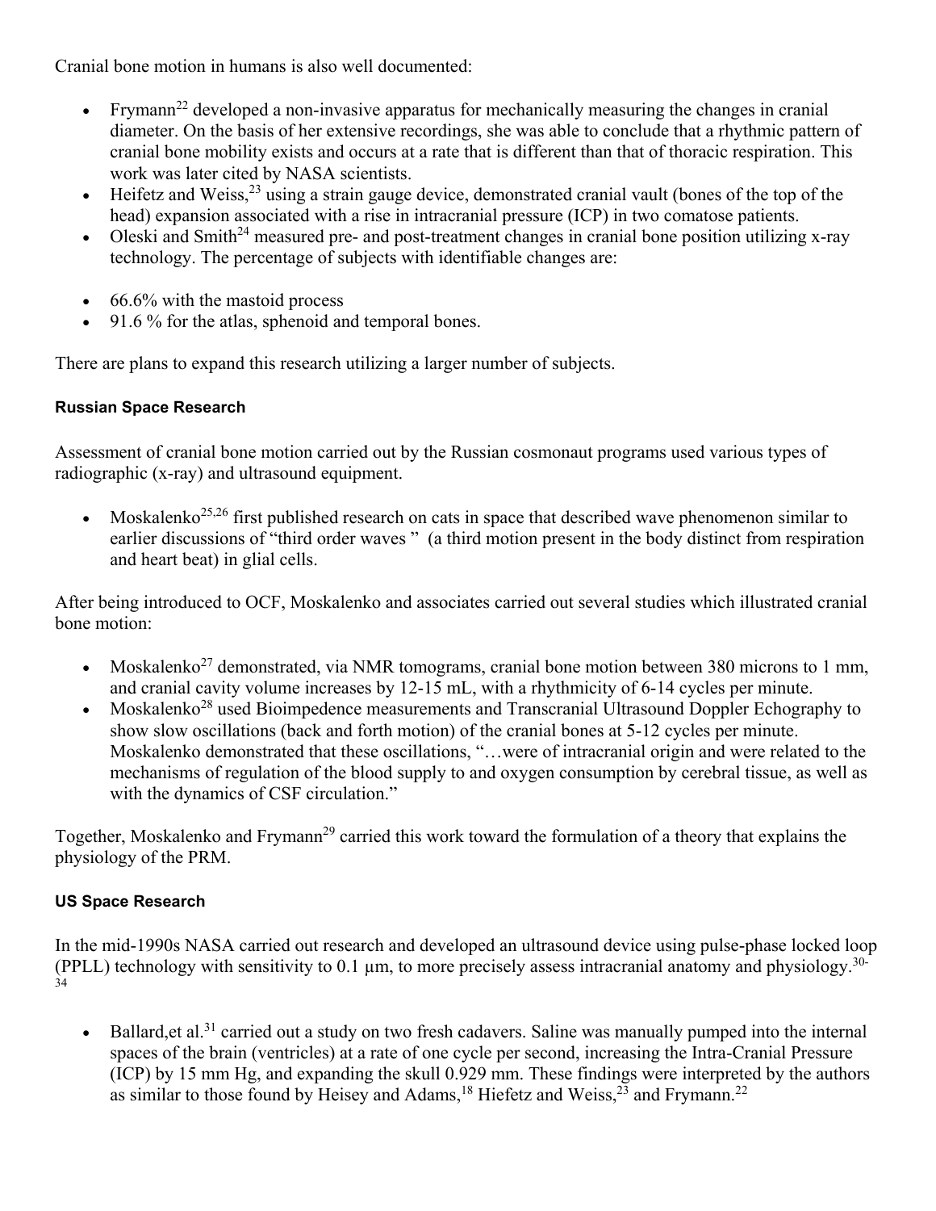Cranial bone motion in humans is also well documented:

- Frymann[22] developed a non-invasive apparatus for mechanically measuring the changes in cranial diameter. On the basis of her extensive recordings, she was able to conclude that a rhythmic pattern of cranial bone mobility exists and occurs at a rate that is different than that of thoracic respiration. This work was later cited by NASA scientists.
- Heifetz and Weiss,[23] using a strain gauge device, demonstrated cranial vault (bones of the top of the head) expansion associated with a rise in intracranial pressure (ICP) in two comatose patients.
- Oleski and Smith[24] measured pre- and post-treatment changes in cranial bone position utilizing x-ray technology. The percentage of subjects with identifiable changes are:

- 66.6% with the mastoid process
- 91.6 % for the atlas, sphenoid and temporal bones.

There are plans to expand this research utilizing a larger number of subjects.

#### Russian Space Research

Assessment of cranial bone motion carried out by the Russian cosmonaut programs used various types of radiographic (x-ray) and ultrasound equipment.

- Moskalenko[25,26] first published research on cats in space that described wave phenomenon similar to earlier discussions of "third order waves " (a third motion present in the body distinct from respiration and heart beat) in glial cells.

After being introduced to OCF, Moskalenko and associates carried out several studies which illustrated cranial bone motion:

- Moskalenko[27] demonstrated, via NMR tomograms, cranial bone motion between 380 microns to 1 mm, and cranial cavity volume increases by 12-15 mL, with a rhythmicity of 6-14 cycles per minute.
- Moskalenko[28] used Bioimpedence measurements and Transcranial Ultrasound Doppler Echography to show slow oscillations (back and forth motion) of the cranial bones at 5-12 cycles per minute. Moskalenko demonstrated that these oscillations, "…were of intracranial origin and were related to the mechanisms of regulation of the blood supply to and oxygen consumption by cerebral tissue, as well as with the dynamics of CSF circulation."

Together, Moskalenko and Frymann[29] carried this work toward the formulation of a theory that explains the physiology of the PRM.

#### US Space Research

In the mid-1990s NASA carried out research and developed an ultrasound device using pulse-phase locked loop (PPLL) technology with sensitivity to 0.1 µm, to more precisely assess intracranial anatomy and physiology.[30-34]

- Ballard,et al.[31] carried out a study on two fresh cadavers. Saline was manually pumped into the internal spaces of the brain (ventricles) at a rate of one cycle per second, increasing the Intra-Cranial Pressure (ICP) by 15 mm Hg, and expanding the skull 0.929 mm. These findings were interpreted by the authors as similar to those found by Heisey and Adams,[18] Hiefetz and Weiss,[23] and Frymann.[22]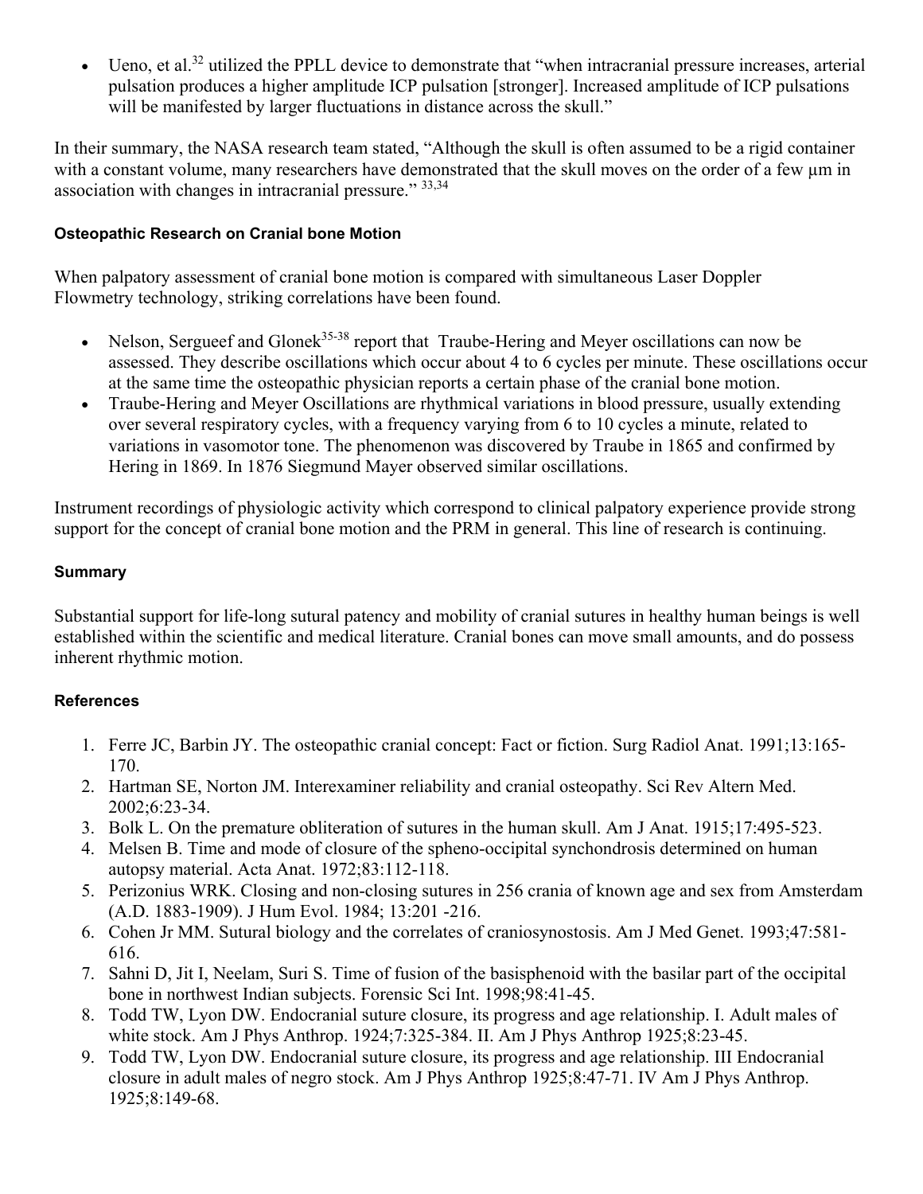- Ueno, et al.[32] utilized the PPLL device to demonstrate that "when intracranial pressure increases, arterial pulsation produces a higher amplitude ICP pulsation [stronger]. Increased amplitude of ICP pulsations will be manifested by larger fluctuations in distance across the skull."

In their summary, the NASA research team stated, "Although the skull is often assumed to be a rigid container with a constant volume, many researchers have demonstrated that the skull moves on the order of a few μm in association with changes in intracranial pressure." [33,34]

#### Osteopathic Research on Cranial bone Motion

When palpatory assessment of cranial bone motion is compared with simultaneous Laser Doppler Flowmetry technology, striking correlations have been found.

- Nelson, Sergueef and Glonek[35-38] report that Traube-Hering and Meyer oscillations can now be assessed. They describe oscillations which occur about 4 to 6 cycles per minute. These oscillations occur at the same time the osteopathic physician reports a certain phase of the cranial bone motion.
- Traube-Hering and Meyer Oscillations are rhythmical variations in blood pressure, usually extending over several respiratory cycles, with a frequency varying from 6 to 10 cycles a minute, related to variations in vasomotor tone. The phenomenon was discovered by Traube in 1865 and confirmed by Hering in 1869. In 1876 Siegmund Mayer observed similar oscillations.

Instrument recordings of physiologic activity which correspond to clinical palpatory experience provide strong support for the concept of cranial bone motion and the PRM in general. This line of research is continuing.

#### Summary

Substantial support for life-long sutural patency and mobility of cranial sutures in healthy human beings is well established within the scientific and medical literature. Cranial bones can move small amounts, and do possess inherent rhythmic motion.

#### References

1. Ferre JC, Barbin JY. The osteopathic cranial concept: Fact or fiction. Surg Radiol Anat. 1991;13:165-170.
2. Hartman SE, Norton JM. Interexaminer reliability and cranial osteopathy. Sci Rev Altern Med. 2002;6:23-34.
3. Bolk L. On the premature obliteration of sutures in the human skull. Am J Anat. 1915;17:495-523.
4. Melsen B. Time and mode of closure of the spheno-occipital synchondrosis determined on human autopsy material. Acta Anat. 1972;83:112-118.
5. Perizonius WRK. Closing and non-closing sutures in 256 crania of known age and sex from Amsterdam (A.D. 1883-1909). J Hum Evol. 1984; 13:201 -216.
6. Cohen Jr MM. Sutural biology and the correlates of craniosynostosis. Am J Med Genet. 1993;47:581-616.
7. Sahni D, Jit I, Neelam, Suri S. Time of fusion of the basisphenoid with the basilar part of the occipital bone in northwest Indian subjects. Forensic Sci Int. 1998;98:41-45.
8. Todd TW, Lyon DW. Endocranial suture closure, its progress and age relationship. I. Adult males of white stock. Am J Phys Anthrop. 1924;7:325-384. II. Am J Phys Anthrop 1925;8:23-45.
9. Todd TW, Lyon DW. Endocranial suture closure, its progress and age relationship. III Endocranial closure in adult males of negro stock. Am J Phys Anthrop 1925;8:47-71. IV Am J Phys Anthrop. 1925;8:149-68.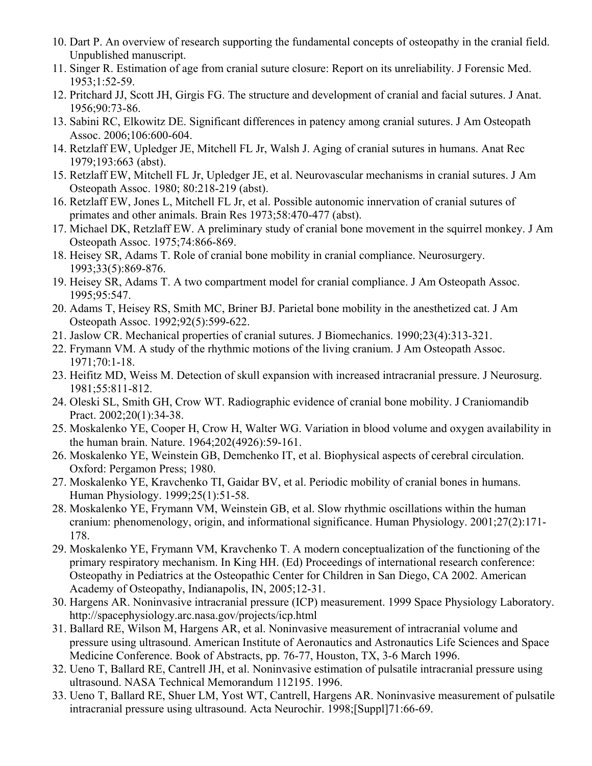10. Dart P. An overview of research supporting the fundamental concepts of osteopathy in the cranial field. Unpublished manuscript.
11. Singer R. Estimation of age from cranial suture closure: Report on its unreliability. J Forensic Med. 1953;1:52-59.
12. Pritchard JJ, Scott JH, Girgis FG. The structure and development of cranial and facial sutures. J Anat. 1956;90:73-86.
13. Sabini RC, Elkowitz DE. Significant differences in patency among cranial sutures. J Am Osteopath Assoc. 2006;106:600-604.
14. Retzlaff EW, Upledger JE, Mitchell FL Jr, Walsh J. Aging of cranial sutures in humans. Anat Rec 1979;193:663 (abst).
15. Retzlaff EW, Mitchell FL Jr, Upledger JE, et al. Neurovascular mechanisms in cranial sutures. J Am Osteopath Assoc. 1980; 80:218-219 (abst).
16. Retzlaff EW, Jones L, Mitchell FL Jr, et al. Possible autonomic innervation of cranial sutures of primates and other animals. Brain Res 1973;58:470-477 (abst).
17. Michael DK, Retzlaff EW. A preliminary study of cranial bone movement in the squirrel monkey. J Am Osteopath Assoc. 1975;74:866-869.
18. Heisey SR, Adams T. Role of cranial bone mobility in cranial compliance. Neurosurgery. 1993;33(5):869-876.
19. Heisey SR, Adams T. A two compartment model for cranial compliance. J Am Osteopath Assoc. 1995;95:547.
20. Adams T, Heisey RS, Smith MC, Briner BJ. Parietal bone mobility in the anesthetized cat. J Am Osteopath Assoc. 1992;92(5):599-622.
21. Jaslow CR. Mechanical properties of cranial sutures. J Biomechanics. 1990;23(4):313-321.
22. Frymann VM. A study of the rhythmic motions of the living cranium. J Am Osteopath Assoc. 1971;70:1-18.
23. Heifitz MD, Weiss M. Detection of skull expansion with increased intracranial pressure. J Neurosurg. 1981;55:811-812.
24. Oleski SL, Smith GH, Crow WT. Radiographic evidence of cranial bone mobility. J Craniomandib Pract. 2002;20(1):34-38.
25. Moskalenko YE, Cooper H, Crow H, Walter WG. Variation in blood volume and oxygen availability in the human brain. Nature. 1964;202(4926):59-161.
26. Moskalenko YE, Weinstein GB, Demchenko IT, et al. Biophysical aspects of cerebral circulation. Oxford: Pergamon Press; 1980.
27. Moskalenko YE, Kravchenko TI, Gaidar BV, et al. Periodic mobility of cranial bones in humans. Human Physiology. 1999;25(1):51-58.
28. Moskalenko YE, Frymann VM, Weinstein GB, et al. Slow rhythmic oscillations within the human cranium: phenomenology, origin, and informational significance. Human Physiology. 2001;27(2):171-178.
29. Moskalenko YE, Frymann VM, Kravchenko T. A modern conceptualization of the functioning of the primary respiratory mechanism. In King HH. (Ed) Proceedings of international research conference: Osteopathy in Pediatrics at the Osteopathic Center for Children in San Diego, CA 2002. American Academy of Osteopathy, Indianapolis, IN, 2005;12-31.
30. Hargens AR. Noninvasive intracranial pressure (ICP) measurement. 1999 Space Physiology Laboratory. http://spacephysiology.arc.nasa.gov/projects/icp.html
31. Ballard RE, Wilson M, Hargens AR, et al. Noninvasive measurement of intracranial volume and pressure using ultrasound. American Institute of Aeronautics and Astronautics Life Sciences and Space Medicine Conference. Book of Abstracts, pp. 76-77, Houston, TX, 3-6 March 1996.
32. Ueno T, Ballard RE, Cantrell JH, et al. Noninvasive estimation of pulsatile intracranial pressure using ultrasound. NASA Technical Memorandum 112195. 1996.
33. Ueno T, Ballard RE, Shuer LM, Yost WT, Cantrell, Hargens AR. Noninvasive measurement of pulsatile intracranial pressure using ultrasound. Acta Neurochir. 1998;[Suppl]71:66-69.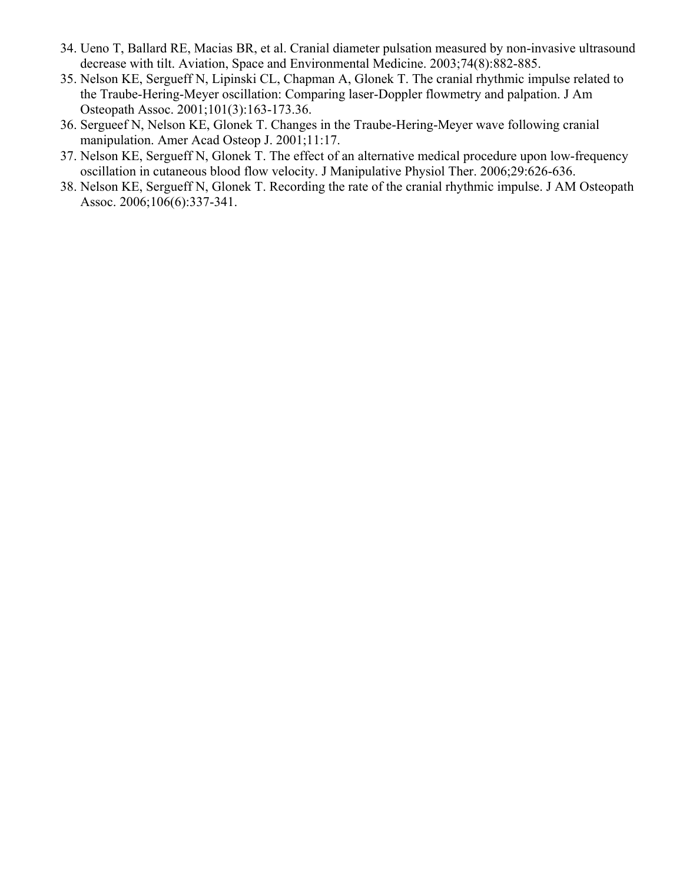34. Ueno T, Ballard RE, Macias BR, et al. Cranial diameter pulsation measured by non-invasive ultrasound decrease with tilt. Aviation, Space and Environmental Medicine. 2003;74(8):882-885.
35. Nelson KE, Sergueff N, Lipinski CL, Chapman A, Glonek T. The cranial rhythmic impulse related to the Traube-Hering-Meyer oscillation: Comparing laser-Doppler flowmetry and palpation. J Am Osteopath Assoc. 2001;101(3):163-173.36.
36. Sergueef N, Nelson KE, Glonek T. Changes in the Traube-Hering-Meyer wave following cranial manipulation. Amer Acad Osteop J. 2001;11:17.
37. Nelson KE, Sergueff N, Glonek T. The effect of an alternative medical procedure upon low-frequency oscillation in cutaneous blood flow velocity. J Manipulative Physiol Ther. 2006;29:626-636.
38. Nelson KE, Sergueff N, Glonek T. Recording the rate of the cranial rhythmic impulse. J AM Osteopath Assoc. 2006;106(6):337-341.